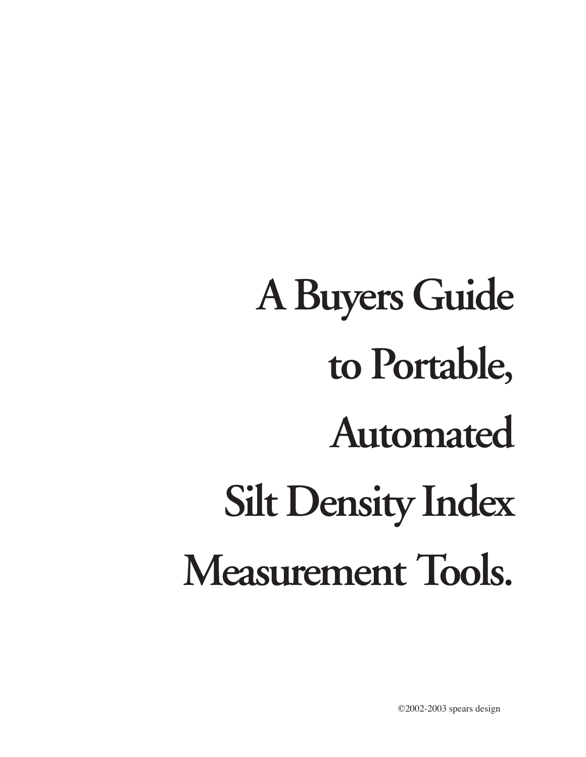# A Buyers Guide to Portable, Automated Silt Density Index Measurement Tools.

©2002-2003 spears design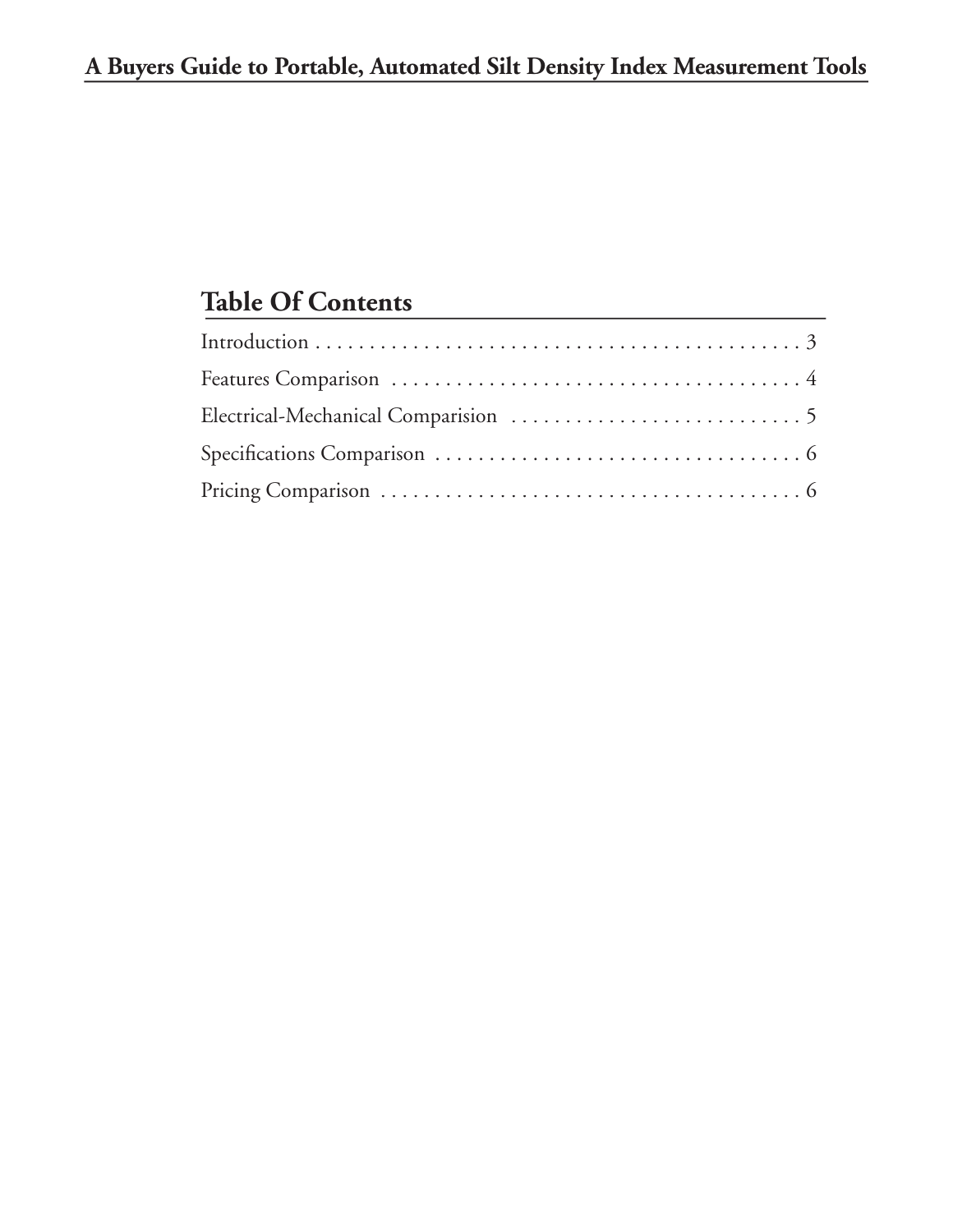## Table Of Contents

Introduction . . . . . . . . . . . . . . . . . . . . . . . . . . . . . . . . . . . . . . . . . . . . . . 3

Features Comparison . . . . . . . . . . . . . . . . . . . . . . . . . . . . . . . . . . . . . . . 4

Electrical-Mechanical Comparision . . . . . . . . . . . . . . . . . . . . . . . . . . . 5

Specifications Comparison . . . . . . . . . . . . . . . . . . . . . . . . . . . . . . . . . . 6

Pricing Comparison . . . . . . . . . . . . . . . . . . . . . . . . . . . . . . . . . . . . . . . 6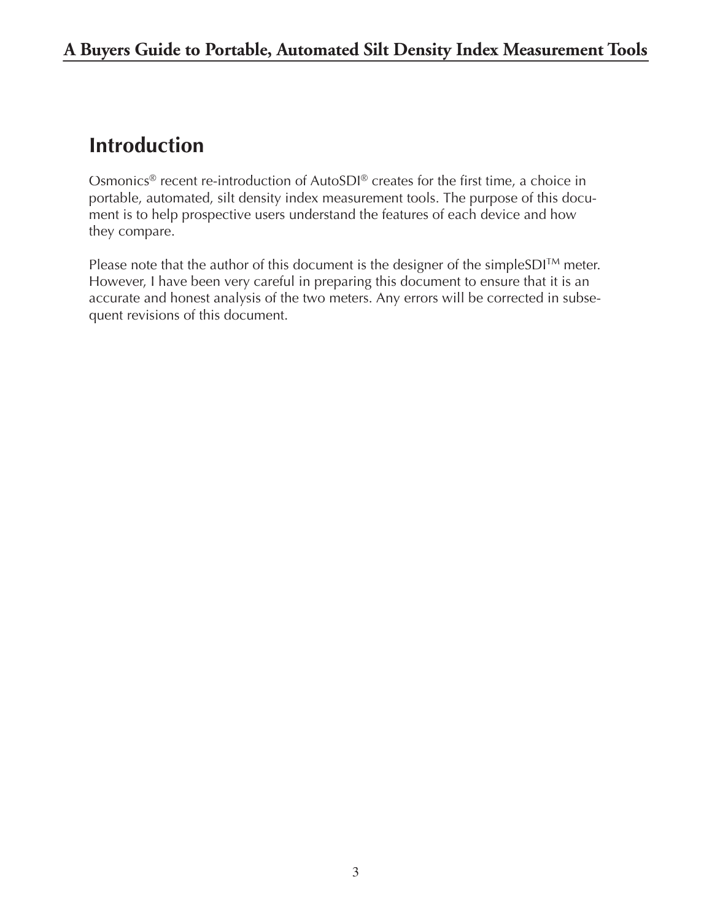## Introduction

Osmonics® recent re-introduction of AutoSDI® creates for the first time, a choice in portable, automated, silt density index measurement tools. The purpose of this document is to help prospective users understand the features of each device and how they compare.

Please note that the author of this document is the designer of the simpleSDI™ meter. However, I have been very careful in preparing this document to ensure that it is an accurate and honest analysis of the two meters. Any errors will be corrected in subsequent revisions of this document.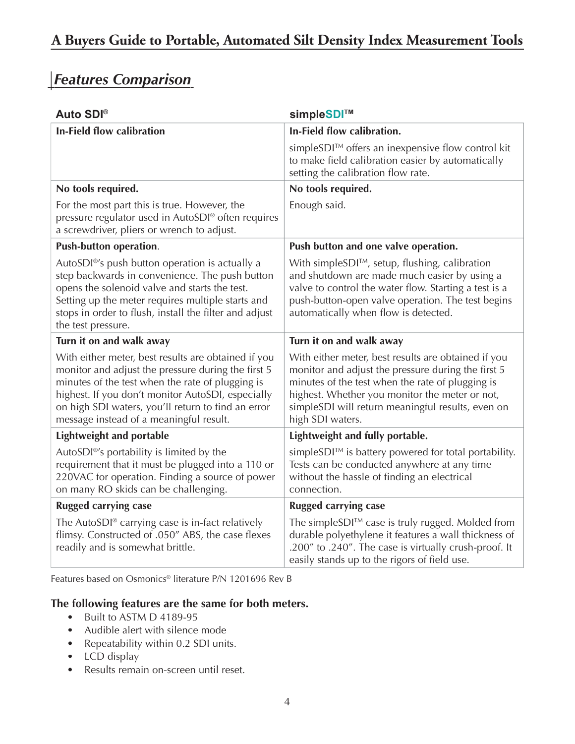# A Buyers Guide to Portable, Automated Silt Density Index Measurement Tools

## *Features Comparison*

| Auto SDI® | simpleSDI™ |
|---|---|
| **In-Field flow calibration** | **In-Field flow calibration.**<br><br>simpleSDI™ offers an inexpensive flow control kit to make field calibration easier by automatically setting the calibration flow rate. |
| **No tools required.**<br><br>For the most part this is true. However, the pressure regulator used in AutoSDI® often requires a screwdriver, pliers or wrench to adjust. | **No tools required.**<br><br>Enough said. |
| **Push-button operation**.<br><br>AutoSDI®'s push button operation is actually a step backwards in convenience. The push button opens the solenoid valve and starts the test. Setting up the meter requires multiple starts and stops in order to flush, install the filter and adjust the test pressure. | **Push button and one valve operation.**<br><br>With simpleSDI™, setup, flushing, calibration and shutdown are made much easier by using a valve to control the water flow. Starting a test is a push-button-open valve operation. The test begins automatically when flow is detected. |
| **Turn it on and walk away**<br><br>With either meter, best results are obtained if you monitor and adjust the pressure during the first 5 minutes of the test when the rate of plugging is highest. If you don't monitor AutoSDI, especially on high SDI waters, you'll return to find an error message instead of a meaningful result. | **Turn it on and walk away**<br><br>With either meter, best results are obtained if you monitor and adjust the pressure during the first 5 minutes of the test when the rate of plugging is highest. Whether you monitor the meter or not, simpleSDI will return meaningful results, even on high SDI waters. |
| **Lightweight and portable**<br><br>AutoSDI®'s portability is limited by the requirement that it must be plugged into a 110 or 220VAC for operation. Finding a source of power on many RO skids can be challenging. | **Lightweight and fully portable.**<br><br>simpleSDI™ is battery powered for total portability. Tests can be conducted anywhere at any time without the hassle of finding an electrical connection. |
| **Rugged carrying case**<br><br>The AutoSDI® carrying case is in-fact relatively flimsy. Constructed of .050" ABS, the case flexes readily and is somewhat brittle. | **Rugged carrying case**<br><br>The simpleSDI™ case is truly rugged. Molded from durable polyethylene it features a wall thickness of .200" to .240". The case is virtually crush-proof. It easily stands up to the rigors of field use. |

Features based on Osmonics® literature P/N 1201696 Rev B

**The following features are the same for both meters.**

- Built to ASTM D 4189-95
- Audible alert with silence mode
- Repeatability within 0.2 SDI units.
- LCD display
- Results remain on-screen until reset.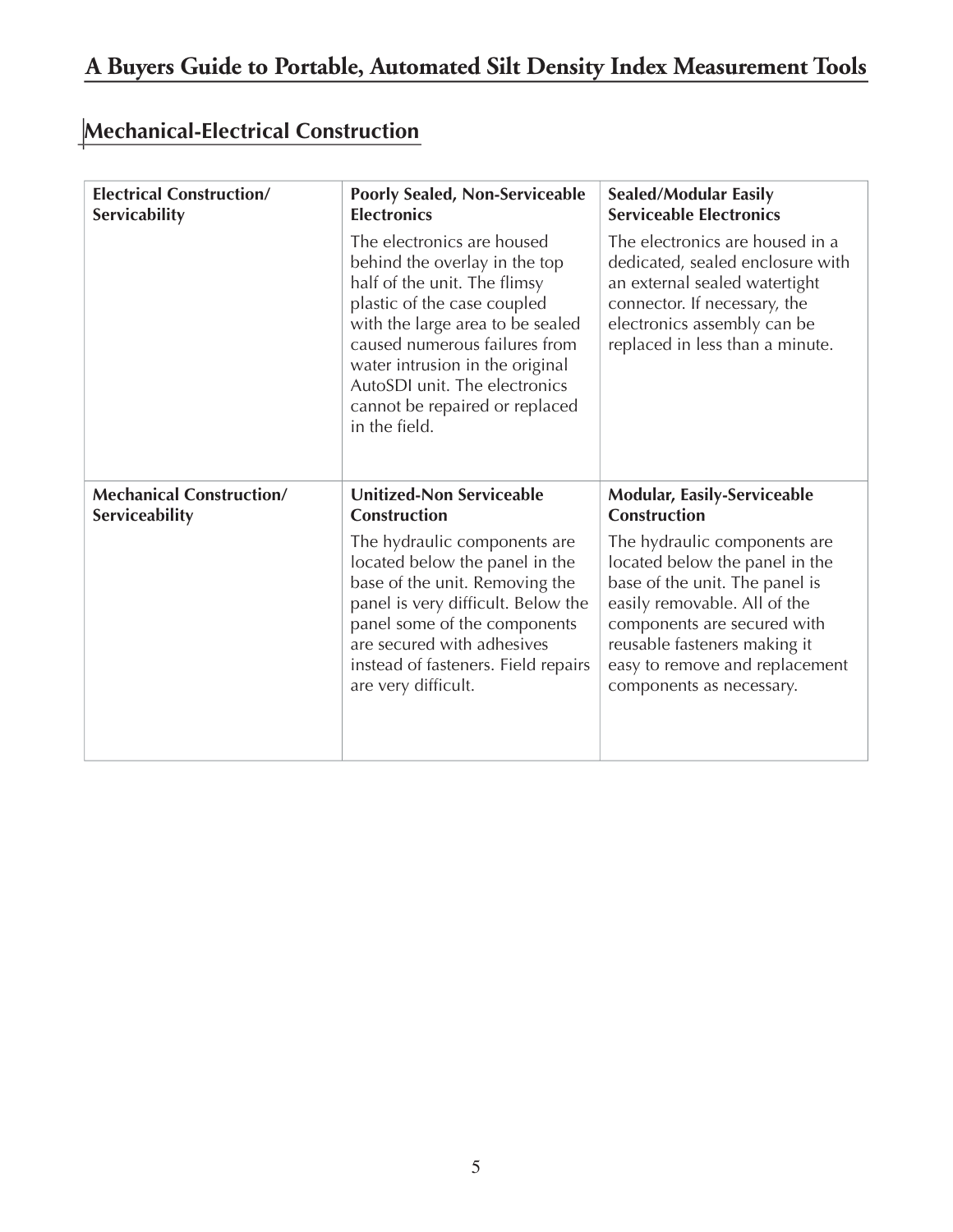## Mechanical-Electrical Construction

| | | |
|---|---|---|
| **Electrical Construction/ Servicability** | **Poorly Sealed, Non-Serviceable Electronics** The electronics are housed behind the overlay in the top half of the unit. The flimsy plastic of the case coupled with the large area to be sealed caused numerous failures from water intrusion in the original AutoSDI unit. The electronics cannot be repaired or replaced in the field. | **Sealed/Modular Easily Serviceable Electronics** The electronics are housed in a dedicated, sealed enclosure with an external sealed watertight connector. If necessary, the electronics assembly can be replaced in less than a minute. |
| **Mechanical Construction/ Serviceability** | **Unitized-Non Serviceable Construction** The hydraulic components are located below the panel in the base of the unit. Removing the panel is very difficult. Below the panel some of the components are secured with adhesives instead of fasteners. Field repairs are very difficult. | **Modular, Easily-Serviceable Construction** The hydraulic components are located below the panel in the base of the unit. The panel is easily removable. All of the components are secured with reusable fasteners making it easy to remove and replacement components as necessary. |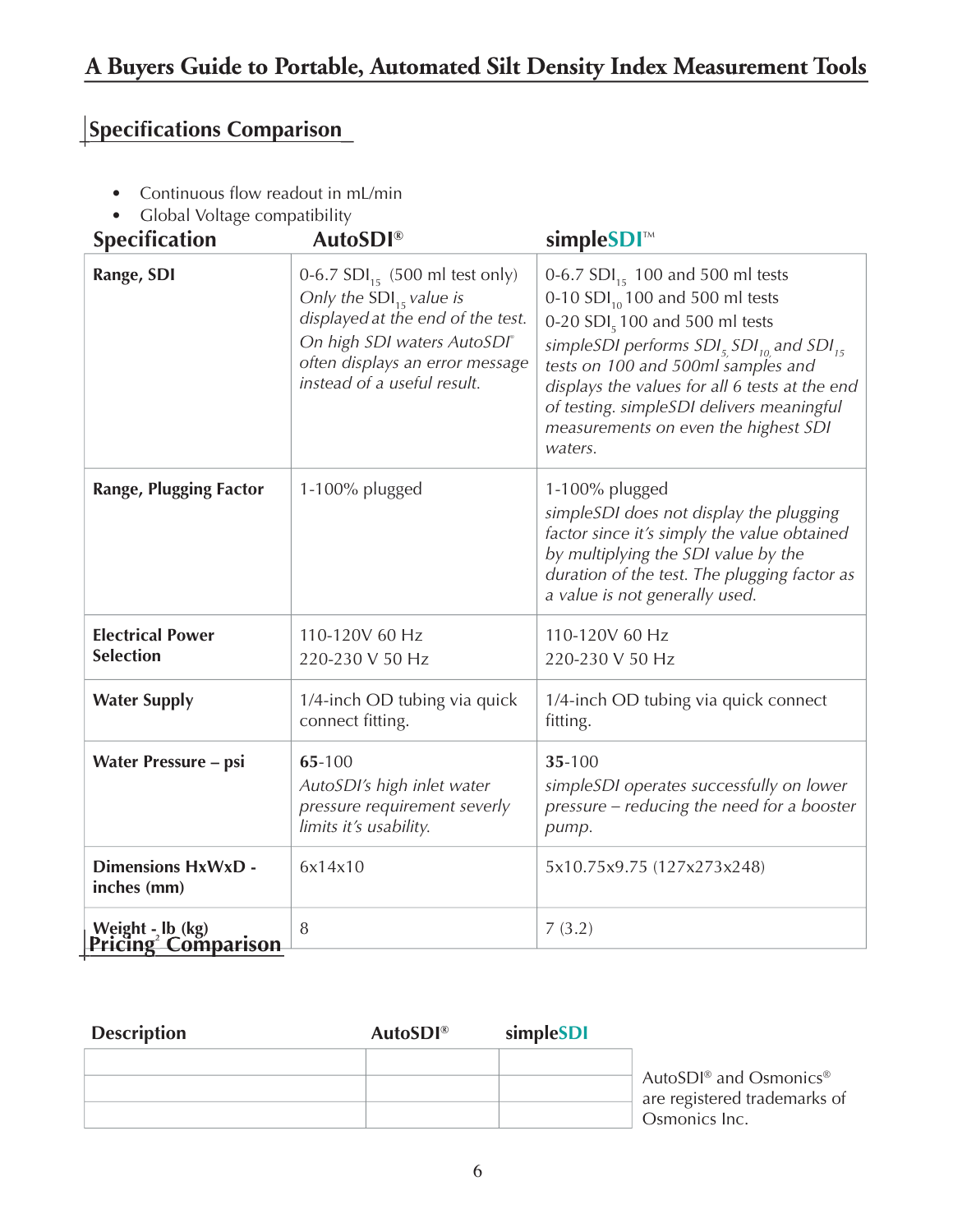# A Buyers Guide to Portable, Automated Silt Density Index Measurement Tools

## Specifications Comparison

- Continuous flow readout in mL/min
- Global Voltage compatibility

| Specification | AutoSDI® | simpleSDI™ |
|---|---|---|
| **Range, SDI** | 0-6.7 $SDI_{15}$ (500 ml test only) *Only the $SDI_{15}$ value is displayed at the end of the test. On high SDI waters AutoSDI® often displays an error message instead of a useful result.* | 0-6.7 $SDI_{15}$ 100 and 500 ml tests<br>0-10 $SDI_{10}$ 100 and 500 ml tests<br>0-20 $SDI_{5}$ 100 and 500 ml tests<br>*simpleSDI performs $SDI_{5}$, $SDI_{10}$ and $SDI_{15}$ tests on 100 and 500ml samples and displays the values for all 6 tests at the end of testing. simpleSDI delivers meaningful measurements on even the highest SDI waters.* |
| **Range, Plugging Factor** | 1-100% plugged | 1-100% plugged<br>*simpleSDI does not display the plugging factor since it's simply the value obtained by multiplying the SDI value by the duration of the test. The plugging factor as a value is not generally used.* |
| **Electrical Power Selection** | 110-120V 60 Hz<br>220-230 V 50 Hz | 110-120V 60 Hz<br>220-230 V 50 Hz |
| **Water Supply** | 1/4-inch OD tubing via quick connect fitting. | 1/4-inch OD tubing via quick connect fitting. |
| **Water Pressure – psi** | **65**-100<br>*AutoSDI's high inlet water pressure requirement severly limits it's usability.* | **35**-100<br>*simpleSDI operates successfully on lower pressure – reducing the need for a booster pump.* |
| **Dimensions HxWxD - inches (mm)** | 6x14x10 | 5x10.75x9.75 (127x273x248) |
| **Weight - lb (kg)** | 8 | 7 (3.2) |

## Pricing Comparison

| Description | AutoSDI® | simpleSDI |
|---|---|---|
| | | |
| | | |
| | | |

AutoSDI® and Osmonics® are registered trademarks of Osmonics Inc.